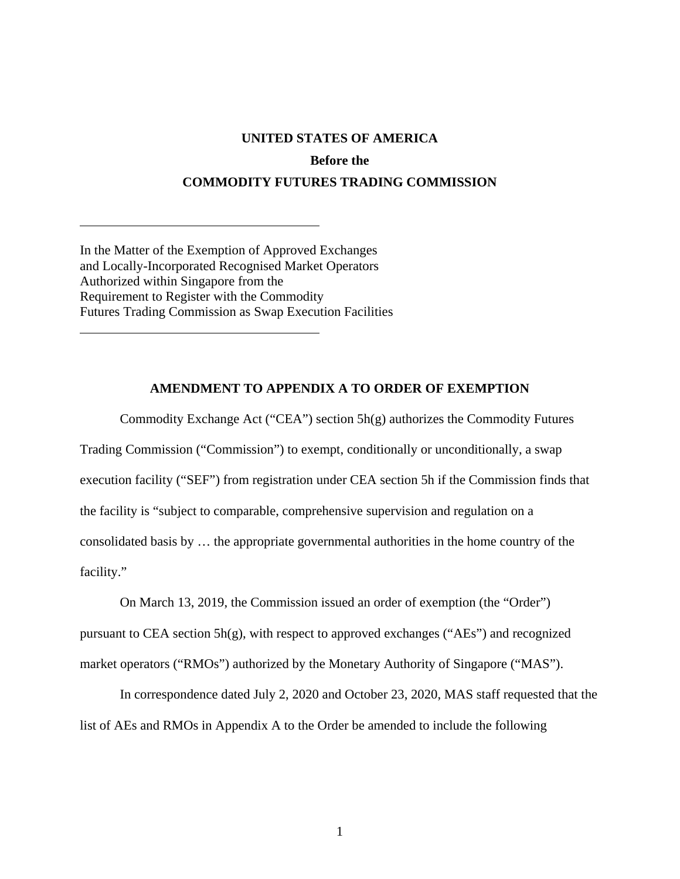**UNITED STATES OF AMERICA**

**Before the**

**COMMODITY FUTURES TRADING COMMISSION**

---

In the Matter of the Exemption of Approved Exchanges
and Locally-Incorporated Recognised Market Operators
Authorized within Singapore from the
Requirement to Register with the Commodity
Futures Trading Commission as Swap Execution Facilities

---

**AMENDMENT TO APPENDIX A TO ORDER OF EXEMPTION**

Commodity Exchange Act ("CEA") section 5h(g) authorizes the Commodity Futures Trading Commission ("Commission") to exempt, conditionally or unconditionally, a swap execution facility ("SEF") from registration under CEA section 5h if the Commission finds that the facility is "subject to comparable, comprehensive supervision and regulation on a consolidated basis by … the appropriate governmental authorities in the home country of the facility."

On March 13, 2019, the Commission issued an order of exemption (the "Order") pursuant to CEA section 5h(g), with respect to approved exchanges ("AEs") and recognized market operators ("RMOs") authorized by the Monetary Authority of Singapore ("MAS").

In correspondence dated July 2, 2020 and October 23, 2020, MAS staff requested that the list of AEs and RMOs in Appendix A to the Order be amended to include the following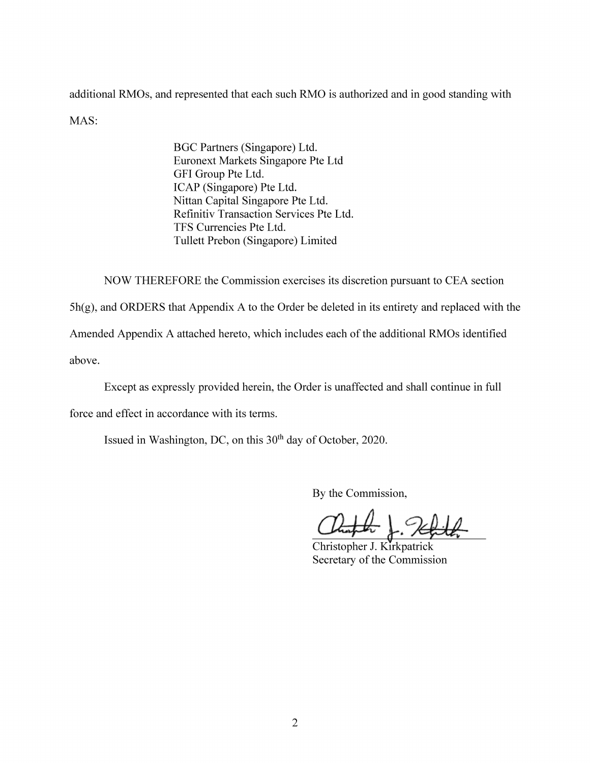additional RMOs, and represented that each such RMO is authorized and in good standing with MAS:

BGC Partners (Singapore) Ltd.
Euronext Markets Singapore Pte Ltd
GFI Group Pte Ltd.
ICAP (Singapore) Pte Ltd.
Nittan Capital Singapore Pte Ltd.
Refinitiv Transaction Services Pte Ltd.
TFS Currencies Pte Ltd.
Tullett Prebon (Singapore) Limited

NOW THEREFORE the Commission exercises its discretion pursuant to CEA section 5h(g), and ORDERS that Appendix A to the Order be deleted in its entirety and replaced with the Amended Appendix A attached hereto, which includes each of the additional RMOs identified above.

Except as expressly provided herein, the Order is unaffected and shall continue in full force and effect in accordance with its terms.

Issued in Washington, DC, on this 30th day of October, 2020.

By the Commission,

Christopher J. Kirkpatrick
Secretary of the Commission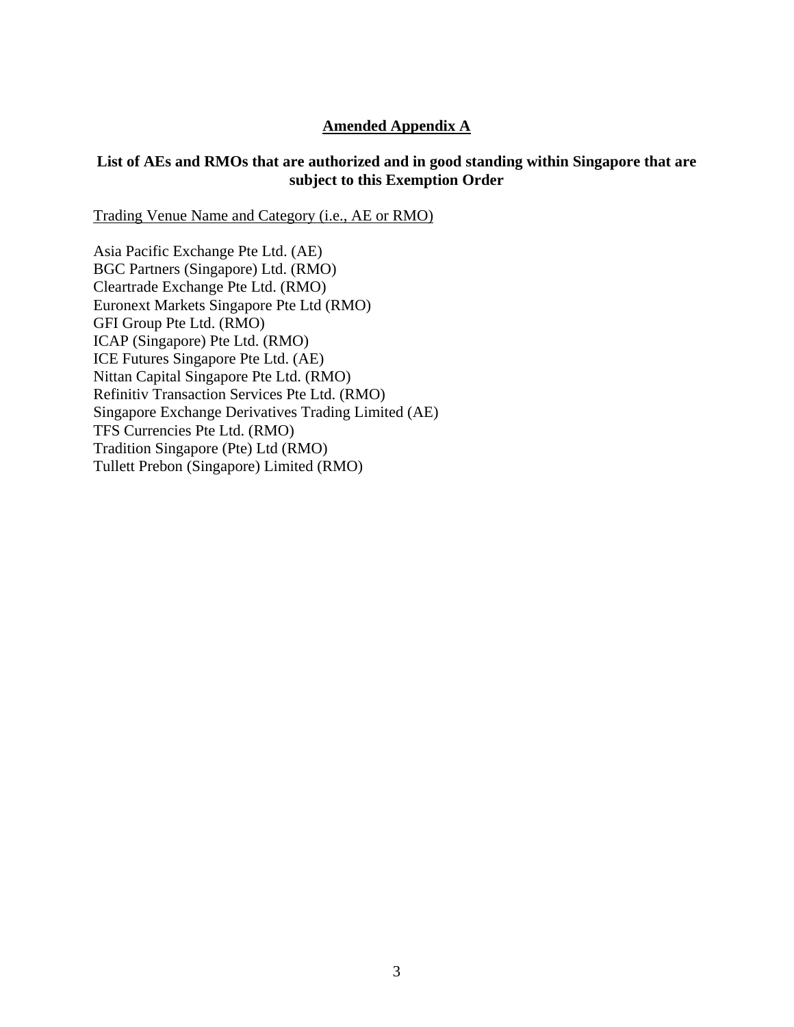## Amended Appendix A

### List of AEs and RMOs that are authorized and in good standing within Singapore that are subject to this Exemption Order

Trading Venue Name and Category (i.e., AE or RMO)

Asia Pacific Exchange Pte Ltd. (AE)
BGC Partners (Singapore) Ltd. (RMO)
Cleartrade Exchange Pte Ltd. (RMO)
Euronext Markets Singapore Pte Ltd (RMO)
GFI Group Pte Ltd. (RMO)
ICAP (Singapore) Pte Ltd. (RMO)
ICE Futures Singapore Pte Ltd. (AE)
Nittan Capital Singapore Pte Ltd. (RMO)
Refinitiv Transaction Services Pte Ltd. (RMO)
Singapore Exchange Derivatives Trading Limited (AE)
TFS Currencies Pte Ltd. (RMO)
Tradition Singapore (Pte) Ltd (RMO)
Tullett Prebon (Singapore) Limited (RMO)